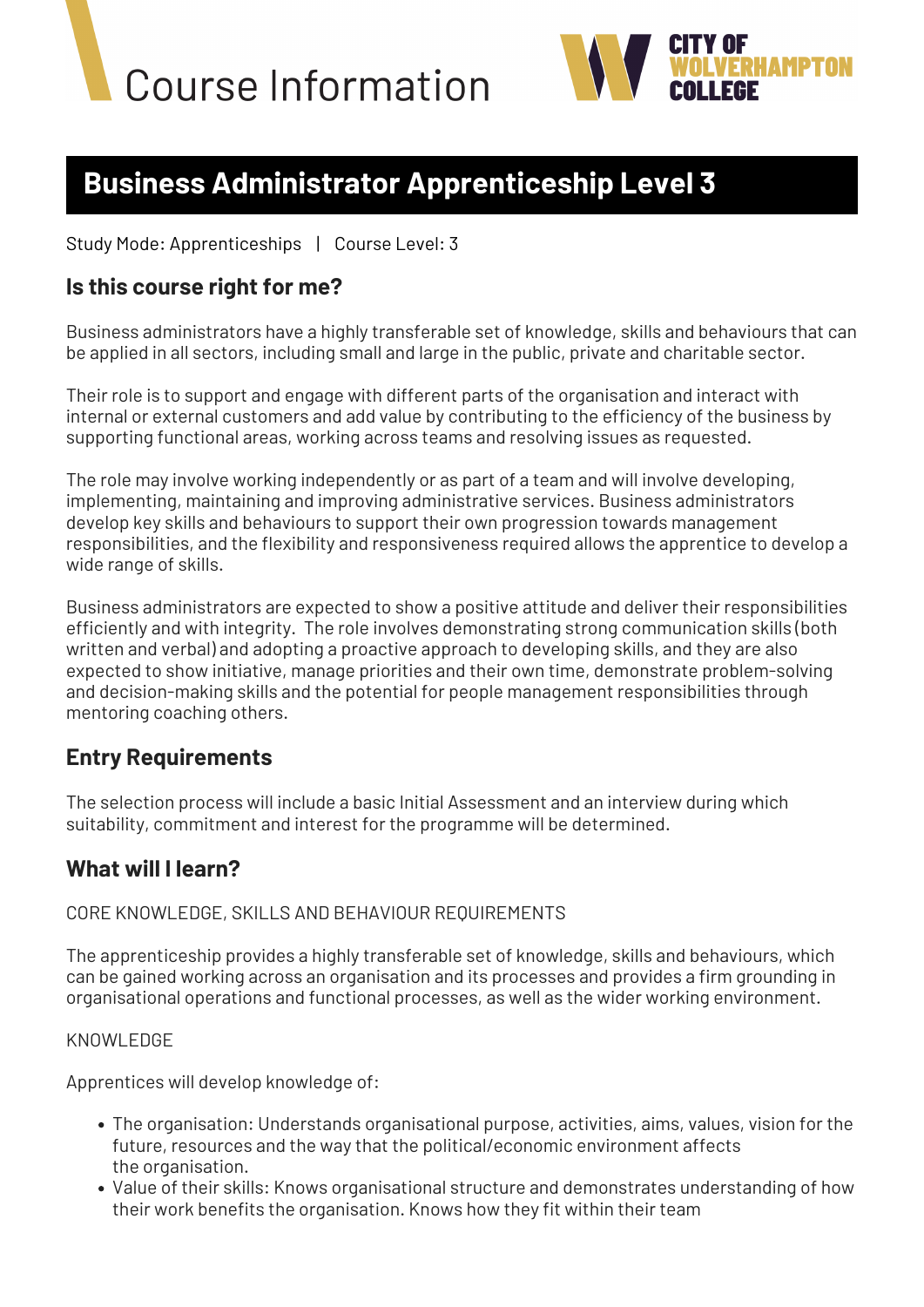# Course Information

CITY OF WOLVERHAMPTON COLLEGE

## Business Administrator Apprenticeship Level 3

Study Mode: Apprenticeships | Course Level: 3

### Is this course right for me?

Business administrators have a highly transferable set of knowledge, skills and behaviours that can be applied in all sectors, including small and large in the public, private and charitable sector.

Their role is to support and engage with different parts of the organisation and interact with internal or external customers and add value by contributing to the efficiency of the business by supporting functional areas, working across teams and resolving issues as requested.

The role may involve working independently or as part of a team and will involve developing, implementing, maintaining and improving administrative services. Business administrators develop key skills and behaviours to support their own progression towards management responsibilities, and the flexibility and responsiveness required allows the apprentice to develop a wide range of skills.

Business administrators are expected to show a positive attitude and deliver their responsibilities efficiently and with integrity. The role involves demonstrating strong communication skills (both written and verbal) and adopting a proactive approach to developing skills, and they are also expected to show initiative, manage priorities and their own time, demonstrate problem-solving and decision-making skills and the potential for people management responsibilities through mentoring coaching others.

### Entry Requirements

The selection process will include a basic Initial Assessment and an interview during which suitability, commitment and interest for the programme will be determined.

### What will I learn?

CORE KNOWLEDGE, SKILLS AND BEHAVIOUR REQUIREMENTS

The apprenticeship provides a highly transferable set of knowledge, skills and behaviours, which can be gained working across an organisation and its processes and provides a firm grounding in organisational operations and functional processes, as well as the wider working environment.

KNOWLEDGE

Apprentices will develop knowledge of:

- The organisation: Understands organisational purpose, activities, aims, values, vision for the future, resources and the way that the political/economic environment affects the organisation.
- Value of their skills: Knows organisational structure and demonstrates understanding of how their work benefits the organisation. Knows how they fit within their team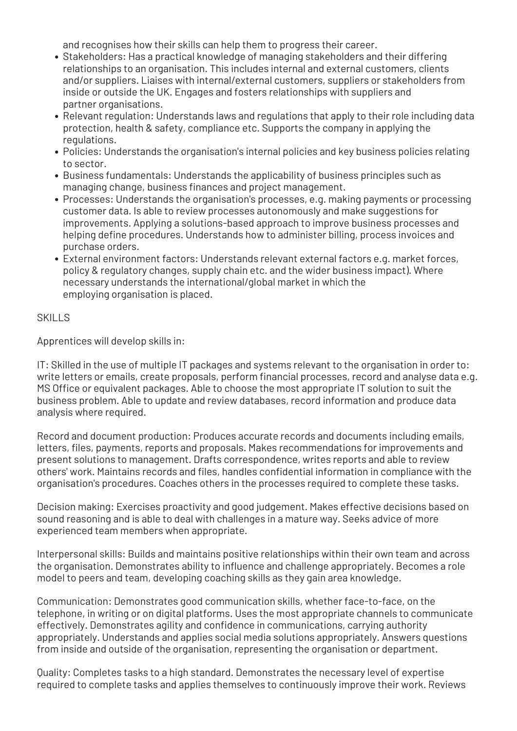and recognises how their skills can help them to progress their career.

- Stakeholders: Has a practical knowledge of managing stakeholders and their differing relationships to an organisation. This includes internal and external customers, clients and/or suppliers. Liaises with internal/external customers, suppliers or stakeholders from inside or outside the UK. Engages and fosters relationships with suppliers and partner organisations.
- Relevant regulation: Understands laws and regulations that apply to their role including data protection, health & safety, compliance etc. Supports the company in applying the regulations.
- Policies: Understands the organisation's internal policies and key business policies relating to sector.
- Business fundamentals: Understands the applicability of business principles such as managing change, business finances and project management.
- Processes: Understands the organisation's processes, e.g. making payments or processing customer data. Is able to review processes autonomously and make suggestions for improvements. Applying a solutions-based approach to improve business processes and helping define procedures. Understands how to administer billing, process invoices and purchase orders.
- External environment factors: Understands relevant external factors e.g. market forces, policy & regulatory changes, supply chain etc. and the wider business impact). Where necessary understands the international/global market in which the employing organisation is placed.

SKILLS

Apprentices will develop skills in:

IT: Skilled in the use of multiple IT packages and systems relevant to the organisation in order to: write letters or emails, create proposals, perform financial processes, record and analyse data e.g. MS Office or equivalent packages. Able to choose the most appropriate IT solution to suit the business problem. Able to update and review databases, record information and produce data analysis where required.

Record and document production: Produces accurate records and documents including emails, letters, files, payments, reports and proposals. Makes recommendations for improvements and present solutions to management. Drafts correspondence, writes reports and able to review others' work. Maintains records and files, handles confidential information in compliance with the organisation's procedures. Coaches others in the processes required to complete these tasks.

Decision making: Exercises proactivity and good judgement. Makes effective decisions based on sound reasoning and is able to deal with challenges in a mature way. Seeks advice of more experienced team members when appropriate.

Interpersonal skills: Builds and maintains positive relationships within their own team and across the organisation. Demonstrates ability to influence and challenge appropriately. Becomes a role model to peers and team, developing coaching skills as they gain area knowledge.

Communication: Demonstrates good communication skills, whether face-to-face, on the telephone, in writing or on digital platforms. Uses the most appropriate channels to communicate effectively. Demonstrates agility and confidence in communications, carrying authority appropriately. Understands and applies social media solutions appropriately. Answers questions from inside and outside of the organisation, representing the organisation or department.

Quality: Completes tasks to a high standard. Demonstrates the necessary level of expertise required to complete tasks and applies themselves to continuously improve their work. Reviews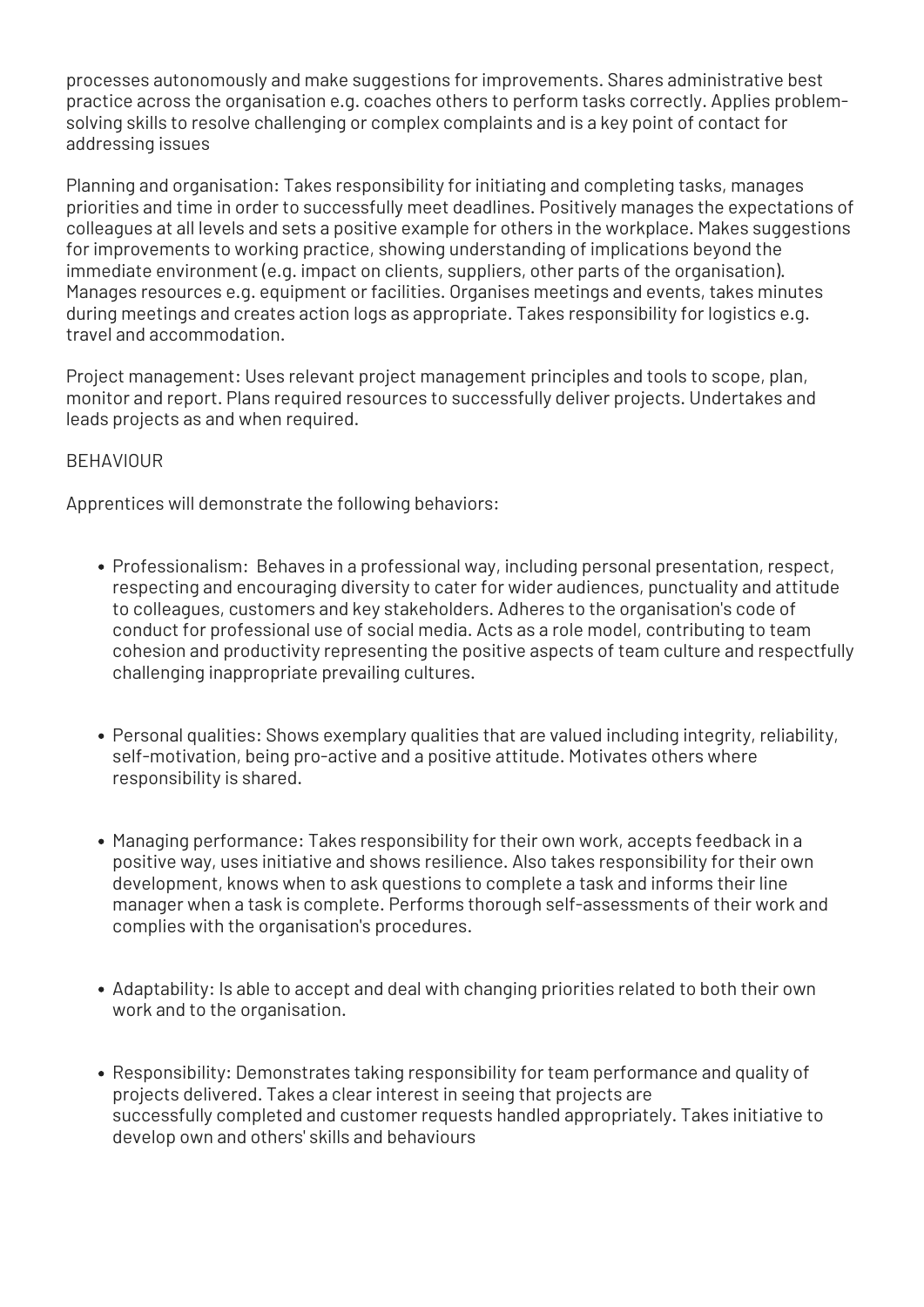processes autonomously and make suggestions for improvements. Shares administrative best practice across the organisation e.g. coaches others to perform tasks correctly. Applies problem-solving skills to resolve challenging or complex complaints and is a key point of contact for addressing issues

Planning and organisation: Takes responsibility for initiating and completing tasks, manages priorities and time in order to successfully meet deadlines. Positively manages the expectations of colleagues at all levels and sets a positive example for others in the workplace. Makes suggestions for improvements to working practice, showing understanding of implications beyond the immediate environment (e.g. impact on clients, suppliers, other parts of the organisation). Manages resources e.g. equipment or facilities. Organises meetings and events, takes minutes during meetings and creates action logs as appropriate. Takes responsibility for logistics e.g. travel and accommodation.

Project management: Uses relevant project management principles and tools to scope, plan, monitor and report. Plans required resources to successfully deliver projects. Undertakes and leads projects as and when required.

BEHAVIOUR

Apprentices will demonstrate the following behaviors:

- Professionalism: Behaves in a professional way, including personal presentation, respect, respecting and encouraging diversity to cater for wider audiences, punctuality and attitude to colleagues, customers and key stakeholders. Adheres to the organisation's code of conduct for professional use of social media. Acts as a role model, contributing to team cohesion and productivity representing the positive aspects of team culture and respectfully challenging inappropriate prevailing cultures.

- Personal qualities: Shows exemplary qualities that are valued including integrity, reliability, self-motivation, being pro-active and a positive attitude. Motivates others where responsibility is shared.

- Managing performance: Takes responsibility for their own work, accepts feedback in a positive way, uses initiative and shows resilience. Also takes responsibility for their own development, knows when to ask questions to complete a task and informs their line manager when a task is complete. Performs thorough self-assessments of their work and complies with the organisation's procedures.

- Adaptability: Is able to accept and deal with changing priorities related to both their own work and to the organisation.

- Responsibility: Demonstrates taking responsibility for team performance and quality of projects delivered. Takes a clear interest in seeing that projects are successfully completed and customer requests handled appropriately. Takes initiative to develop own and others' skills and behaviours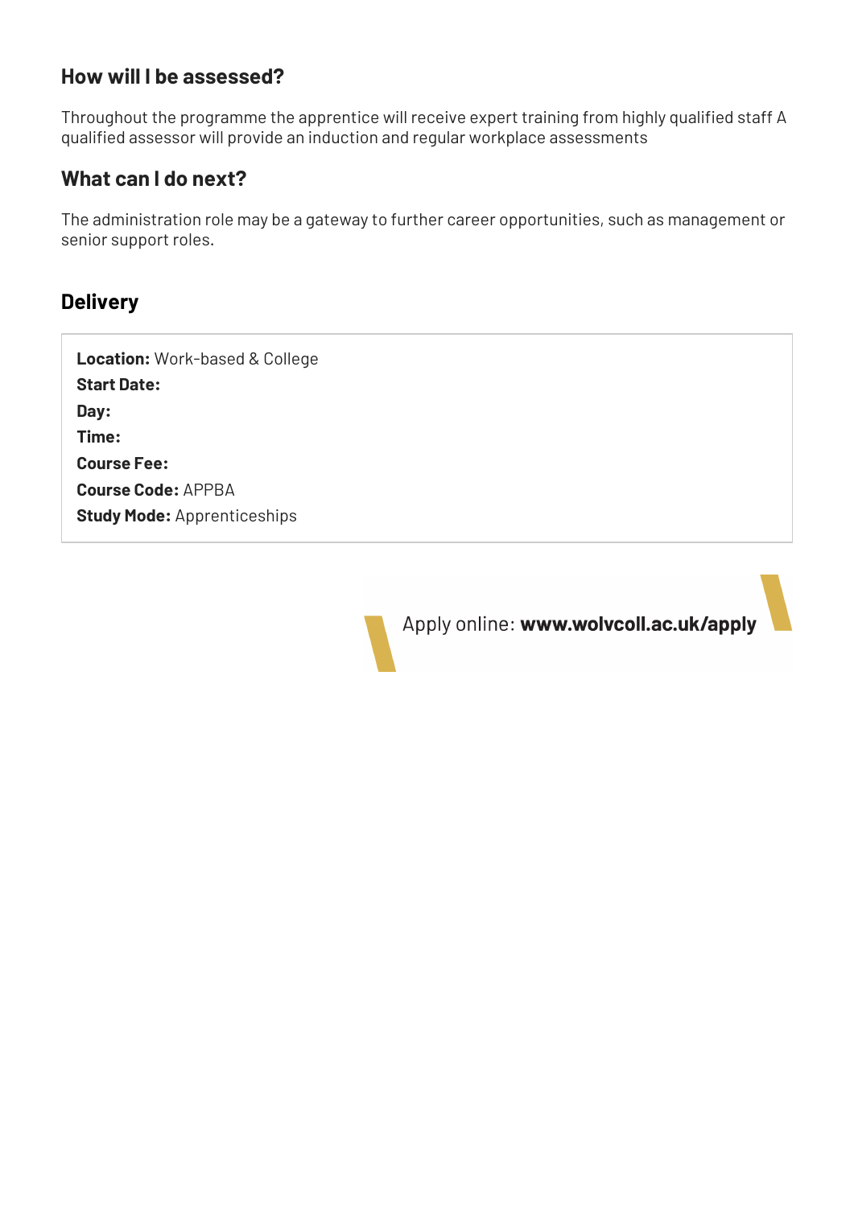## How will I be assessed?

Throughout the programme the apprentice will receive expert training from highly qualified staff A qualified assessor will provide an induction and regular workplace assessments

## What can I do next?

The administration role may be a gateway to further career opportunities, such as management or senior support roles.

## Delivery

**Location:** Work-based & College
**Start Date:**
**Day:**
**Time:**
**Course Fee:**
**Course Code:** APPBA
**Study Mode:** Apprenticeships

Apply online: **www.wolvcoll.ac.uk/apply**